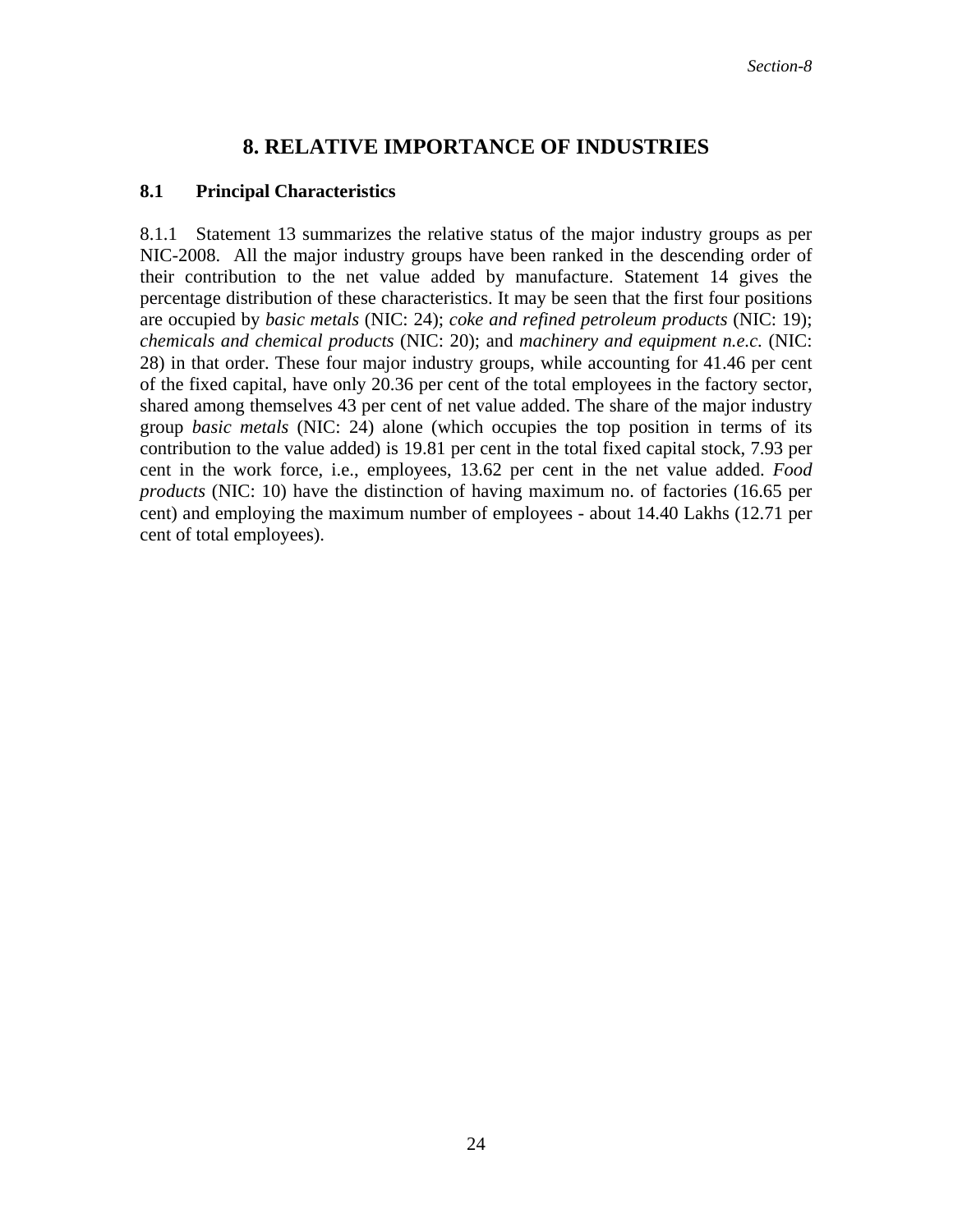# 8. RELATIVE IMPORTANCE OF INDUSTRIES

## 8.1 Principal Characteristics

8.1.1 Statement 13 summarizes the relative status of the major industry groups as per NIC-2008. All the major industry groups have been ranked in the descending order of their contribution to the net value added by manufacture. Statement 14 gives the percentage distribution of these characteristics. It may be seen that the first four positions are occupied by *basic metals* (NIC: 24); *coke and refined petroleum products* (NIC: 19); *chemicals and chemical products* (NIC: 20); and *machinery and equipment n.e.c.* (NIC: 28) in that order. These four major industry groups, while accounting for 41.46 per cent of the fixed capital, have only 20.36 per cent of the total employees in the factory sector, shared among themselves 43 per cent of net value added. The share of the major industry group *basic metals* (NIC: 24) alone (which occupies the top position in terms of its contribution to the value added) is 19.81 per cent in the total fixed capital stock, 7.93 per cent in the work force, i.e., employees, 13.62 per cent in the net value added. *Food products* (NIC: 10) have the distinction of having maximum no. of factories (16.65 per cent) and employing the maximum number of employees - about 14.40 Lakhs (12.71 per cent of total employees).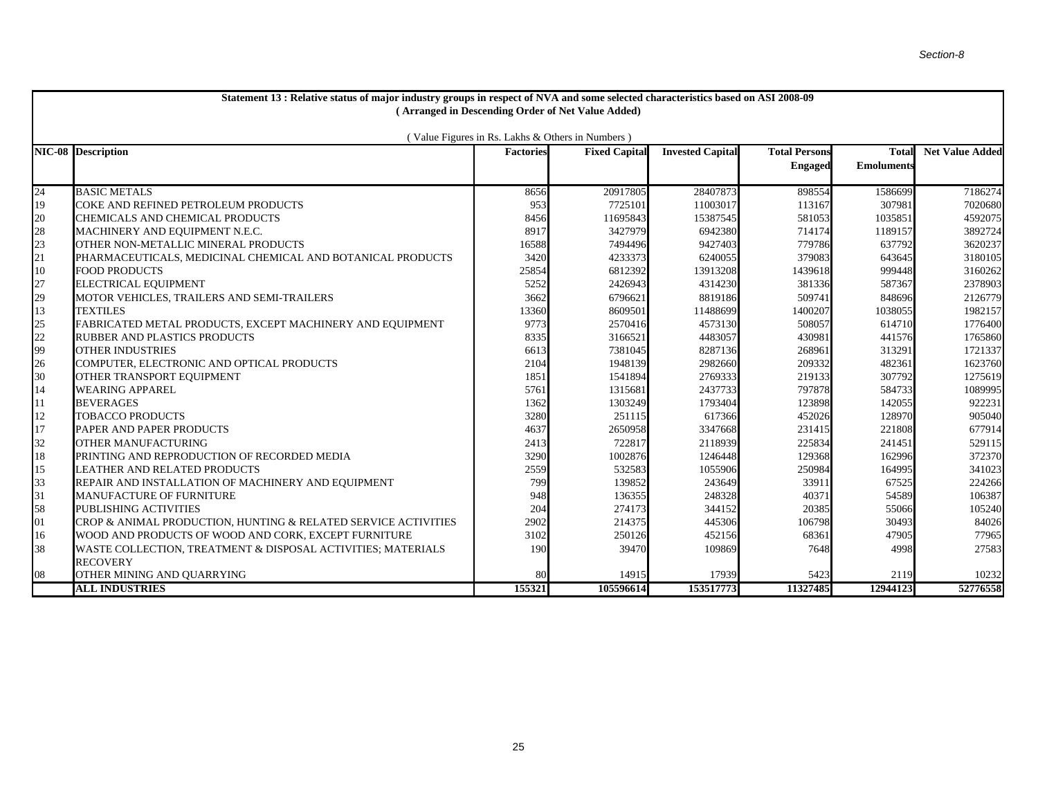Section-8

**Statement 13 : Relative status of major industry groups in respect of NVA and some selected characteristics based on ASI 2008-09**
**( Arranged in Descending Order of Net Value Added)**

( Value Figures in Rs. Lakhs & Others in Numbers )

| NIC-08 | Description | Factories | Fixed Capital | Invested Capital | Total Persons Engaged | Total Emoluments | Net Value Added |
|---|---|---|---|---|---|---|---|
| 24 | BASIC METALS | 8656 | 20917805 | 28407873 | 898554 | 1586699 | 7186274 |
| 19 | COKE AND REFINED PETROLEUM PRODUCTS | 953 | 7725101 | 11003017 | 113167 | 307981 | 7020680 |
| 20 | CHEMICALS AND CHEMICAL PRODUCTS | 8456 | 11695843 | 15387545 | 581053 | 1035851 | 4592075 |
| 28 | MACHINERY AND EQUIPMENT N.E.C. | 8917 | 3427979 | 6942380 | 714174 | 1189157 | 3892724 |
| 23 | OTHER NON-METALLIC MINERAL PRODUCTS | 16588 | 7494496 | 9427403 | 779786 | 637792 | 3620237 |
| 21 | PHARMACEUTICALS, MEDICINAL CHEMICAL AND BOTANICAL PRODUCTS | 3420 | 4233373 | 6240055 | 379083 | 643645 | 3180105 |
| 10 | FOOD PRODUCTS | 25854 | 6812392 | 13913208 | 1439618 | 999448 | 3160262 |
| 27 | ELECTRICAL EQUIPMENT | 5252 | 2426943 | 4314230 | 381336 | 587367 | 2378903 |
| 29 | MOTOR VEHICLES, TRAILERS AND SEMI-TRAILERS | 3662 | 6796621 | 8819186 | 509741 | 848696 | 2126779 |
| 13 | TEXTILES | 13360 | 8609501 | 11488699 | 1400207 | 1038055 | 1982157 |
| 25 | FABRICATED METAL PRODUCTS, EXCEPT MACHINERY AND EQUIPMENT | 9773 | 2570416 | 4573130 | 508057 | 614710 | 1776400 |
| 22 | RUBBER AND PLASTICS PRODUCTS | 8335 | 3166521 | 4483057 | 430981 | 441576 | 1765860 |
| 99 | OTHER INDUSTRIES | 6613 | 7381045 | 8287136 | 268961 | 313291 | 1721337 |
| 26 | COMPUTER, ELECTRONIC AND OPTICAL PRODUCTS | 2104 | 1948139 | 2982660 | 209332 | 482361 | 1623760 |
| 30 | OTHER TRANSPORT EQUIPMENT | 1851 | 1541894 | 2769333 | 219133 | 307792 | 1275619 |
| 14 | WEARING APPAREL | 5761 | 1315681 | 2437733 | 797878 | 584733 | 1089995 |
| 11 | BEVERAGES | 1362 | 1303249 | 1793404 | 123898 | 142055 | 922231 |
| 12 | TOBACCO PRODUCTS | 3280 | 251115 | 617366 | 452026 | 128970 | 905040 |
| 17 | PAPER AND PAPER PRODUCTS | 4637 | 2650958 | 3347668 | 231415 | 221808 | 677914 |
| 32 | OTHER MANUFACTURING | 2413 | 722817 | 2118939 | 225834 | 241451 | 529115 |
| 18 | PRINTING AND REPRODUCTION OF RECORDED MEDIA | 3290 | 1002876 | 1246448 | 129368 | 162996 | 372370 |
| 15 | LEATHER AND RELATED PRODUCTS | 2559 | 532583 | 1055906 | 250984 | 164995 | 341023 |
| 33 | REPAIR AND INSTALLATION OF MACHINERY AND EQUIPMENT | 799 | 139852 | 243649 | 33911 | 67525 | 224266 |
| 31 | MANUFACTURE OF FURNITURE | 948 | 136355 | 248328 | 40371 | 54589 | 106387 |
| 58 | PUBLISHING ACTIVITIES | 204 | 274173 | 344152 | 20385 | 55066 | 105240 |
| 01 | CROP & ANIMAL PRODUCTION, HUNTING & RELATED SERVICE ACTIVITIES | 2902 | 214375 | 445306 | 106798 | 30493 | 84026 |
| 16 | WOOD AND PRODUCTS OF WOOD AND CORK, EXCEPT FURNITURE | 3102 | 250126 | 452156 | 68361 | 47905 | 77965 |
| 38 | WASTE COLLECTION, TREATMENT & DISPOSAL ACTIVITIES; MATERIALS RECOVERY | 190 | 39470 | 109869 | 7648 | 4998 | 27583 |
| 08 | OTHER MINING AND QUARRYING | 80 | 14915 | 17939 | 5423 | 2119 | 10232 |
| | **ALL INDUSTRIES** | **155321** | **105596614** | **153517773** | **11327485** | **12944123** | **52776558** |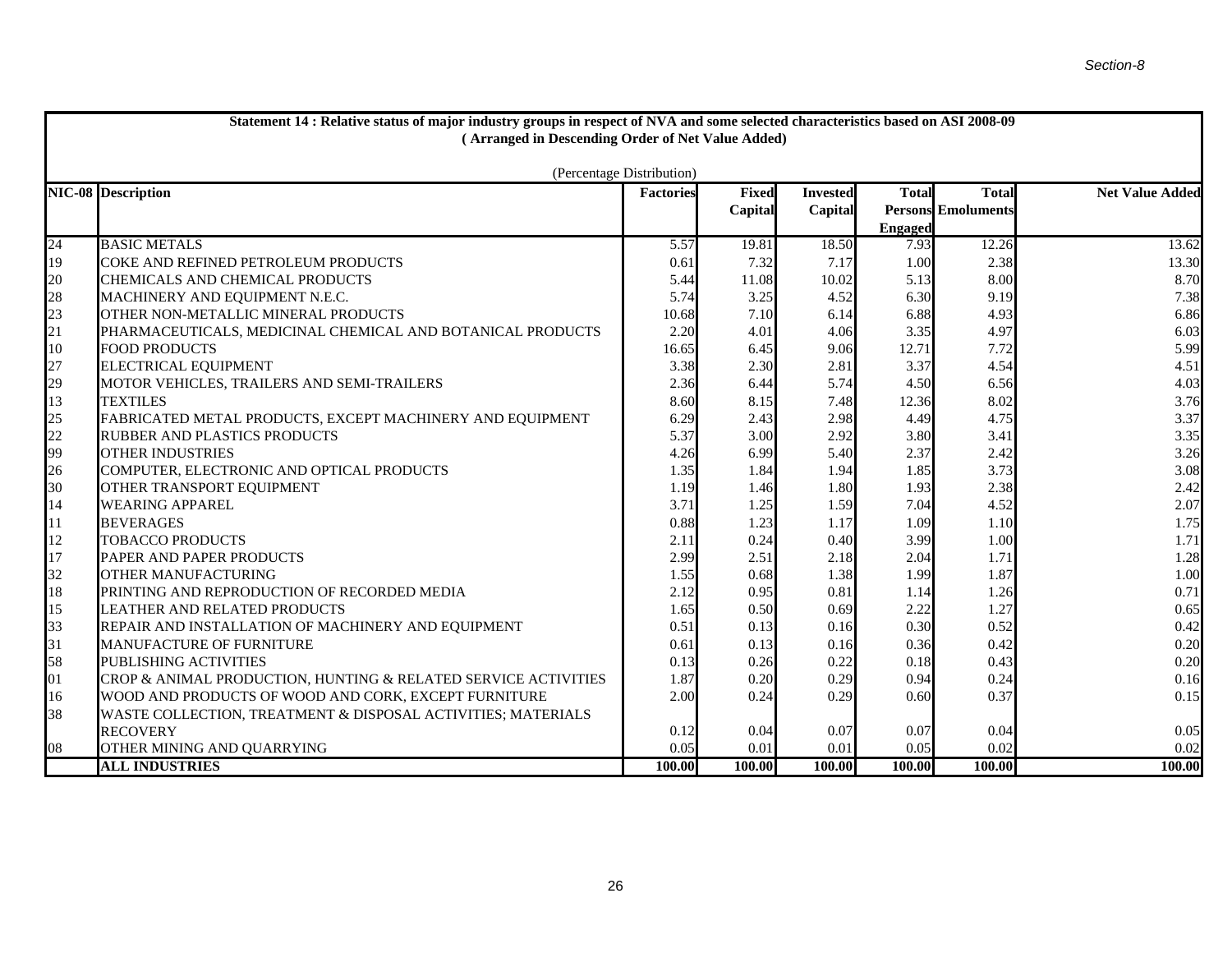**Statement 14 : Relative status of major industry groups in respect of NVA and some selected characteristics based on ASI 2008-09**
**( Arranged in Descending Order of Net Value Added)**

(Percentage Distribution)

| NIC-08 | Description | Factories | Fixed Capital | Invested Capital | Total Persons Engaged | Total Emoluments | Net Value Added |
|---|---|---|---|---|---|---|---|
| 24 | BASIC METALS | 5.57 | 19.81 | 18.50 | 7.93 | 12.26 | 13.62 |
| 19 | COKE AND REFINED PETROLEUM PRODUCTS | 0.61 | 7.32 | 7.17 | 1.00 | 2.38 | 13.30 |
| 20 | CHEMICALS AND CHEMICAL PRODUCTS | 5.44 | 11.08 | 10.02 | 5.13 | 8.00 | 8.70 |
| 28 | MACHINERY AND EQUIPMENT N.E.C. | 5.74 | 3.25 | 4.52 | 6.30 | 9.19 | 7.38 |
| 23 | OTHER NON-METALLIC MINERAL PRODUCTS | 10.68 | 7.10 | 6.14 | 6.88 | 4.93 | 6.86 |
| 21 | PHARMACEUTICALS, MEDICINAL CHEMICAL AND BOTANICAL PRODUCTS | 2.20 | 4.01 | 4.06 | 3.35 | 4.97 | 6.03 |
| 10 | FOOD PRODUCTS | 16.65 | 6.45 | 9.06 | 12.71 | 7.72 | 5.99 |
| 27 | ELECTRICAL EQUIPMENT | 3.38 | 2.30 | 2.81 | 3.37 | 4.54 | 4.51 |
| 29 | MOTOR VEHICLES, TRAILERS AND SEMI-TRAILERS | 2.36 | 6.44 | 5.74 | 4.50 | 6.56 | 4.03 |
| 13 | TEXTILES | 8.60 | 8.15 | 7.48 | 12.36 | 8.02 | 3.76 |
| 25 | FABRICATED METAL PRODUCTS, EXCEPT MACHINERY AND EQUIPMENT | 6.29 | 2.43 | 2.98 | 4.49 | 4.75 | 3.37 |
| 22 | RUBBER AND PLASTICS PRODUCTS | 5.37 | 3.00 | 2.92 | 3.80 | 3.41 | 3.35 |
| 99 | OTHER INDUSTRIES | 4.26 | 6.99 | 5.40 | 2.37 | 2.42 | 3.26 |
| 26 | COMPUTER, ELECTRONIC AND OPTICAL PRODUCTS | 1.35 | 1.84 | 1.94 | 1.85 | 3.73 | 3.08 |
| 30 | OTHER TRANSPORT EQUIPMENT | 1.19 | 1.46 | 1.80 | 1.93 | 2.38 | 2.42 |
| 14 | WEARING APPAREL | 3.71 | 1.25 | 1.59 | 7.04 | 4.52 | 2.07 |
| 11 | BEVERAGES | 0.88 | 1.23 | 1.17 | 1.09 | 1.10 | 1.75 |
| 12 | TOBACCO PRODUCTS | 2.11 | 0.24 | 0.40 | 3.99 | 1.00 | 1.71 |
| 17 | PAPER AND PAPER PRODUCTS | 2.99 | 2.51 | 2.18 | 2.04 | 1.71 | 1.28 |
| 32 | OTHER MANUFACTURING | 1.55 | 0.68 | 1.38 | 1.99 | 1.87 | 1.00 |
| 18 | PRINTING AND REPRODUCTION OF RECORDED MEDIA | 2.12 | 0.95 | 0.81 | 1.14 | 1.26 | 0.71 |
| 15 | LEATHER AND RELATED PRODUCTS | 1.65 | 0.50 | 0.69 | 2.22 | 1.27 | 0.65 |
| 33 | REPAIR AND INSTALLATION OF MACHINERY AND EQUIPMENT | 0.51 | 0.13 | 0.16 | 0.30 | 0.52 | 0.42 |
| 31 | MANUFACTURE OF FURNITURE | 0.61 | 0.13 | 0.16 | 0.36 | 0.42 | 0.20 |
| 58 | PUBLISHING ACTIVITIES | 0.13 | 0.26 | 0.22 | 0.18 | 0.43 | 0.20 |
| 01 | CROP & ANIMAL PRODUCTION, HUNTING & RELATED SERVICE ACTIVITIES | 1.87 | 0.20 | 0.29 | 0.94 | 0.24 | 0.16 |
| 16 | WOOD AND PRODUCTS OF WOOD AND CORK, EXCEPT FURNITURE | 2.00 | 0.24 | 0.29 | 0.60 | 0.37 | 0.15 |
| 38 | WASTE COLLECTION, TREATMENT & DISPOSAL ACTIVITIES; MATERIALS RECOVERY | 0.12 | 0.04 | 0.07 | 0.07 | 0.04 | 0.05 |
| 08 | OTHER MINING AND QUARRYING | 0.05 | 0.01 | 0.01 | 0.05 | 0.02 | 0.02 |
| | **ALL INDUSTRIES** | **100.00** | **100.00** | **100.00** | **100.00** | **100.00** | **100.00** |